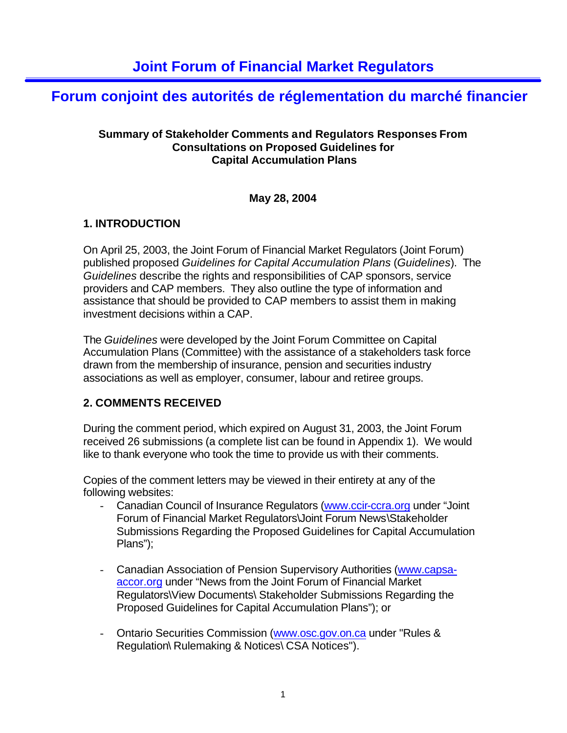# Joint Forum of Financial Market Regulators

# Forum conjoint des autorités de réglementation du marché financier

**Summary of Stakeholder Comments and Regulators Responses From Consultations on Proposed Guidelines for Capital Accumulation Plans**

**May 28, 2004**

## 1. INTRODUCTION

On April 25, 2003, the Joint Forum of Financial Market Regulators (Joint Forum) published proposed *Guidelines for Capital Accumulation Plans* (*Guidelines*). The *Guidelines* describe the rights and responsibilities of CAP sponsors, service providers and CAP members. They also outline the type of information and assistance that should be provided to CAP members to assist them in making investment decisions within a CAP.

The *Guidelines* were developed by the Joint Forum Committee on Capital Accumulation Plans (Committee) with the assistance of a stakeholders task force drawn from the membership of insurance, pension and securities industry associations as well as employer, consumer, labour and retiree groups.

## 2. COMMENTS RECEIVED

During the comment period, which expired on August 31, 2003, the Joint Forum received 26 submissions (a complete list can be found in Appendix 1). We would like to thank everyone who took the time to provide us with their comments.

Copies of the comment letters may be viewed in their entirety at any of the following websites:

- Canadian Council of Insurance Regulators (www.ccir-ccra.org under "Joint Forum of Financial Market Regulators\Joint Forum News\Stakeholder Submissions Regarding the Proposed Guidelines for Capital Accumulation Plans");
- Canadian Association of Pension Supervisory Authorities (www.capsa-accor.org under "News from the Joint Forum of Financial Market Regulators\View Documents\ Stakeholder Submissions Regarding the Proposed Guidelines for Capital Accumulation Plans"); or
- Ontario Securities Commission (www.osc.gov.on.ca under "Rules & Regulation\ Rulemaking & Notices\ CSA Notices").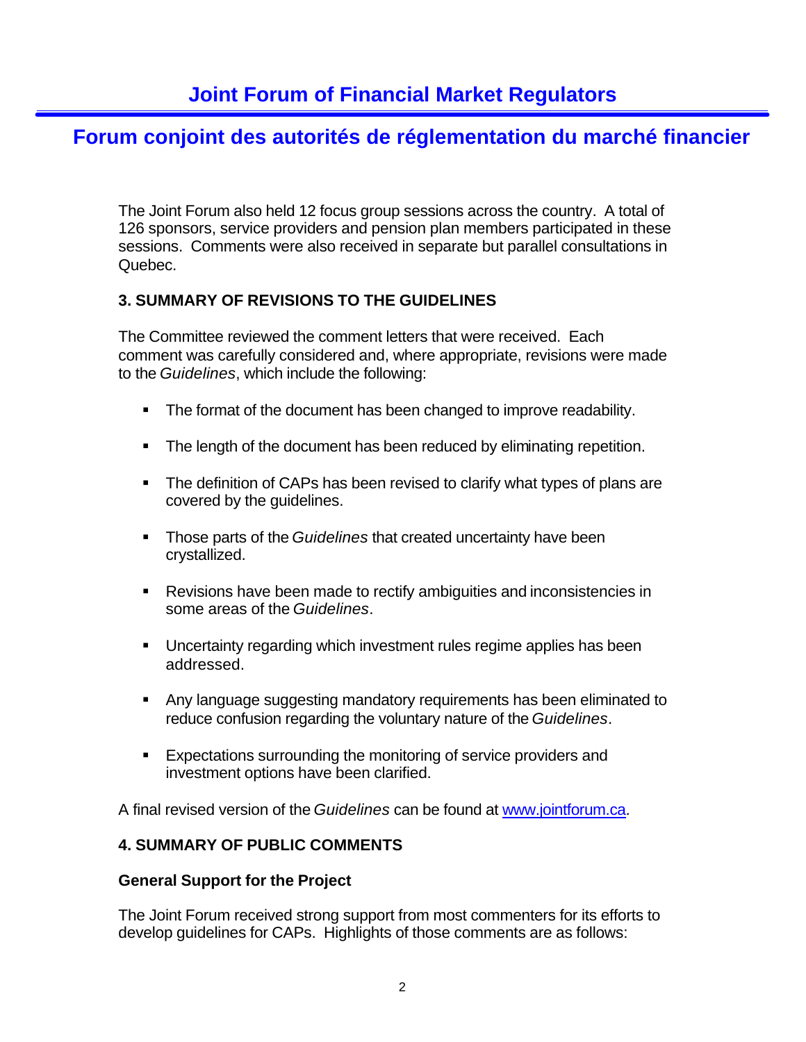The Joint Forum also held 12 focus group sessions across the country. A total of 126 sponsors, service providers and pension plan members participated in these sessions. Comments were also received in separate but parallel consultations in Quebec.

## 3. SUMMARY OF REVISIONS TO THE GUIDELINES

The Committee reviewed the comment letters that were received. Each comment was carefully considered and, where appropriate, revisions were made to the *Guidelines*, which include the following:

- The format of the document has been changed to improve readability.
- The length of the document has been reduced by eliminating repetition.
- The definition of CAPs has been revised to clarify what types of plans are covered by the guidelines.
- Those parts of the *Guidelines* that created uncertainty have been crystallized.
- Revisions have been made to rectify ambiguities and inconsistencies in some areas of the *Guidelines*.
- Uncertainty regarding which investment rules regime applies has been addressed.
- Any language suggesting mandatory requirements has been eliminated to reduce confusion regarding the voluntary nature of the *Guidelines*.
- Expectations surrounding the monitoring of service providers and investment options have been clarified.

A final revised version of the *Guidelines* can be found at www.jointforum.ca.

## 4. SUMMARY OF PUBLIC COMMENTS

### General Support for the Project

The Joint Forum received strong support from most commenters for its efforts to develop guidelines for CAPs. Highlights of those comments are as follows: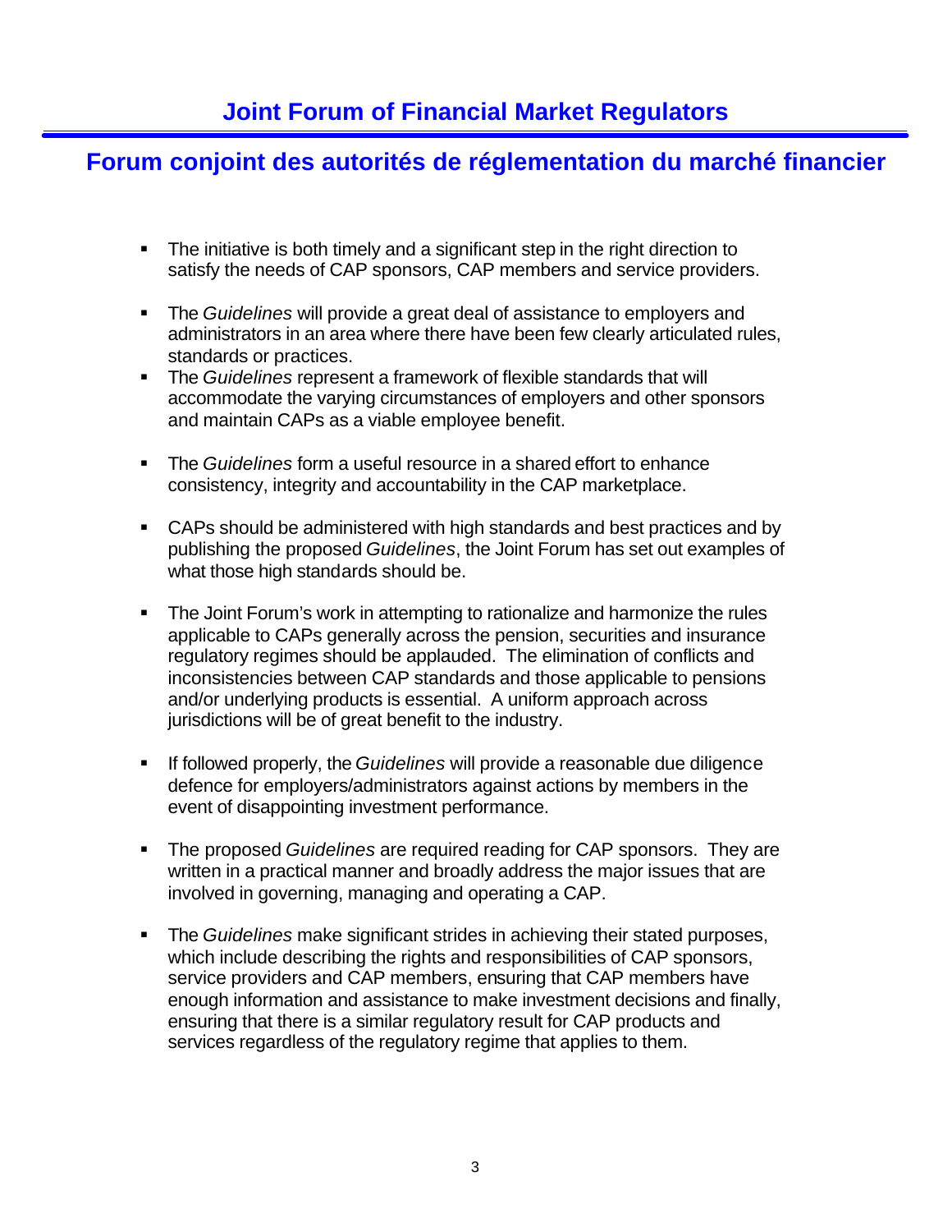- The initiative is both timely and a significant step in the right direction to satisfy the needs of CAP sponsors, CAP members and service providers.

- The *Guidelines* will provide a great deal of assistance to employers and administrators in an area where there have been few clearly articulated rules, standards or practices.
- The *Guidelines* represent a framework of flexible standards that will accommodate the varying circumstances of employers and other sponsors and maintain CAPs as a viable employee benefit.

- The *Guidelines* form a useful resource in a shared effort to enhance consistency, integrity and accountability in the CAP marketplace.

- CAPs should be administered with high standards and best practices and by publishing the proposed *Guidelines*, the Joint Forum has set out examples of what those high standards should be.

- The Joint Forum's work in attempting to rationalize and harmonize the rules applicable to CAPs generally across the pension, securities and insurance regulatory regimes should be applauded. The elimination of conflicts and inconsistencies between CAP standards and those applicable to pensions and/or underlying products is essential. A uniform approach across jurisdictions will be of great benefit to the industry.

- If followed properly, the *Guidelines* will provide a reasonable due diligence defence for employers/administrators against actions by members in the event of disappointing investment performance.

- The proposed *Guidelines* are required reading for CAP sponsors. They are written in a practical manner and broadly address the major issues that are involved in governing, managing and operating a CAP.

- The *Guidelines* make significant strides in achieving their stated purposes, which include describing the rights and responsibilities of CAP sponsors, service providers and CAP members, ensuring that CAP members have enough information and assistance to make investment decisions and finally, ensuring that there is a similar regulatory result for CAP products and services regardless of the regulatory regime that applies to them.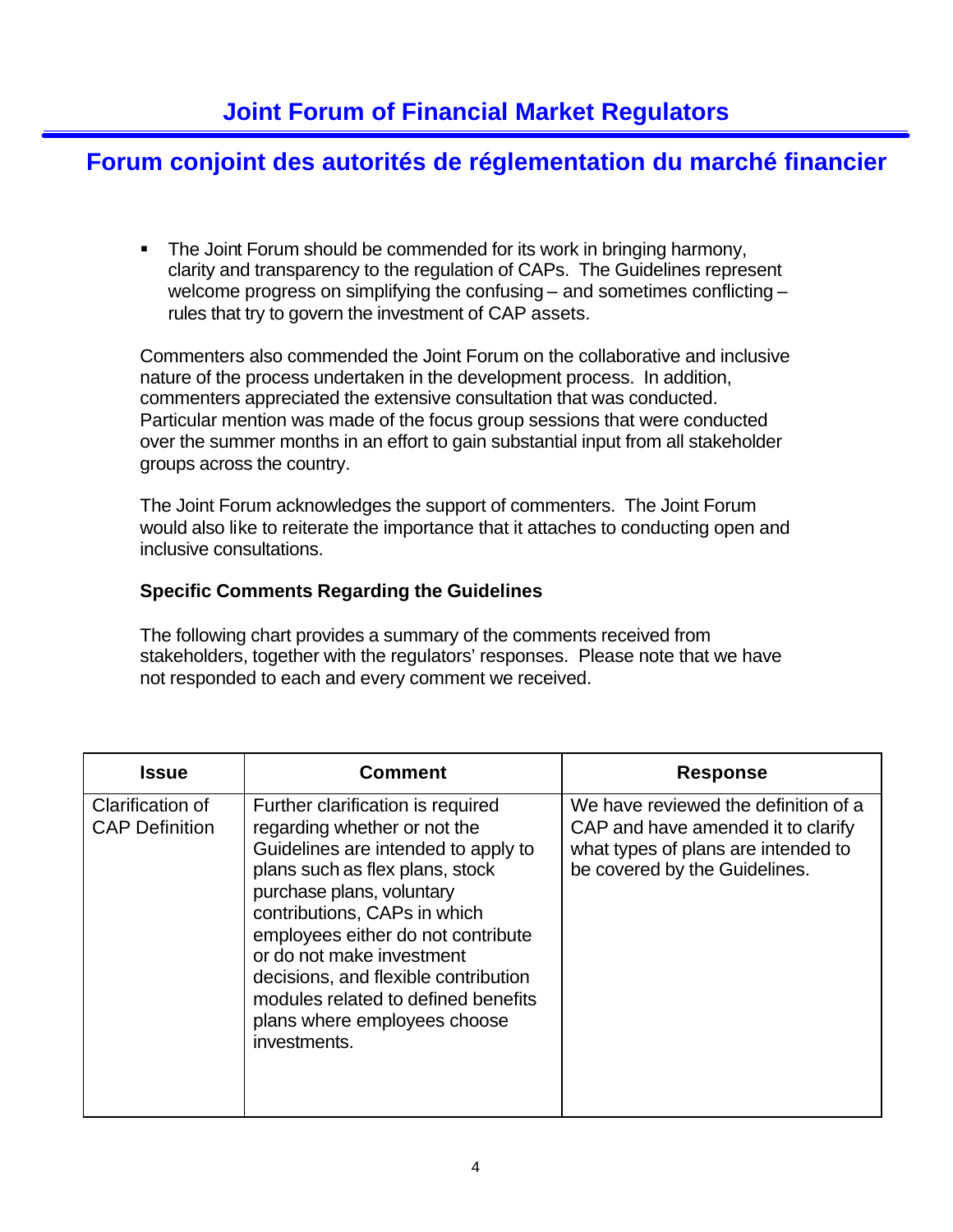- The Joint Forum should be commended for its work in bringing harmony, clarity and transparency to the regulation of CAPs. The Guidelines represent welcome progress on simplifying the confusing – and sometimes conflicting – rules that try to govern the investment of CAP assets.

Commenters also commended the Joint Forum on the collaborative and inclusive nature of the process undertaken in the development process. In addition, commenters appreciated the extensive consultation that was conducted. Particular mention was made of the focus group sessions that were conducted over the summer months in an effort to gain substantial input from all stakeholder groups across the country.

The Joint Forum acknowledges the support of commenters. The Joint Forum would also like to reiterate the importance that it attaches to conducting open and inclusive consultations.

**Specific Comments Regarding the Guidelines**

The following chart provides a summary of the comments received from stakeholders, together with the regulators' responses. Please note that we have not responded to each and every comment we received.

| Issue | Comment | Response |
|---|---|---|
| Clarification of CAP Definition | Further clarification is required regarding whether or not the Guidelines are intended to apply to plans such as flex plans, stock purchase plans, voluntary contributions, CAPs in which employees either do not contribute or do not make investment decisions, and flexible contribution modules related to defined benefits plans where employees choose investments. | We have reviewed the definition of a CAP and have amended it to clarify what types of plans are intended to be covered by the Guidelines. |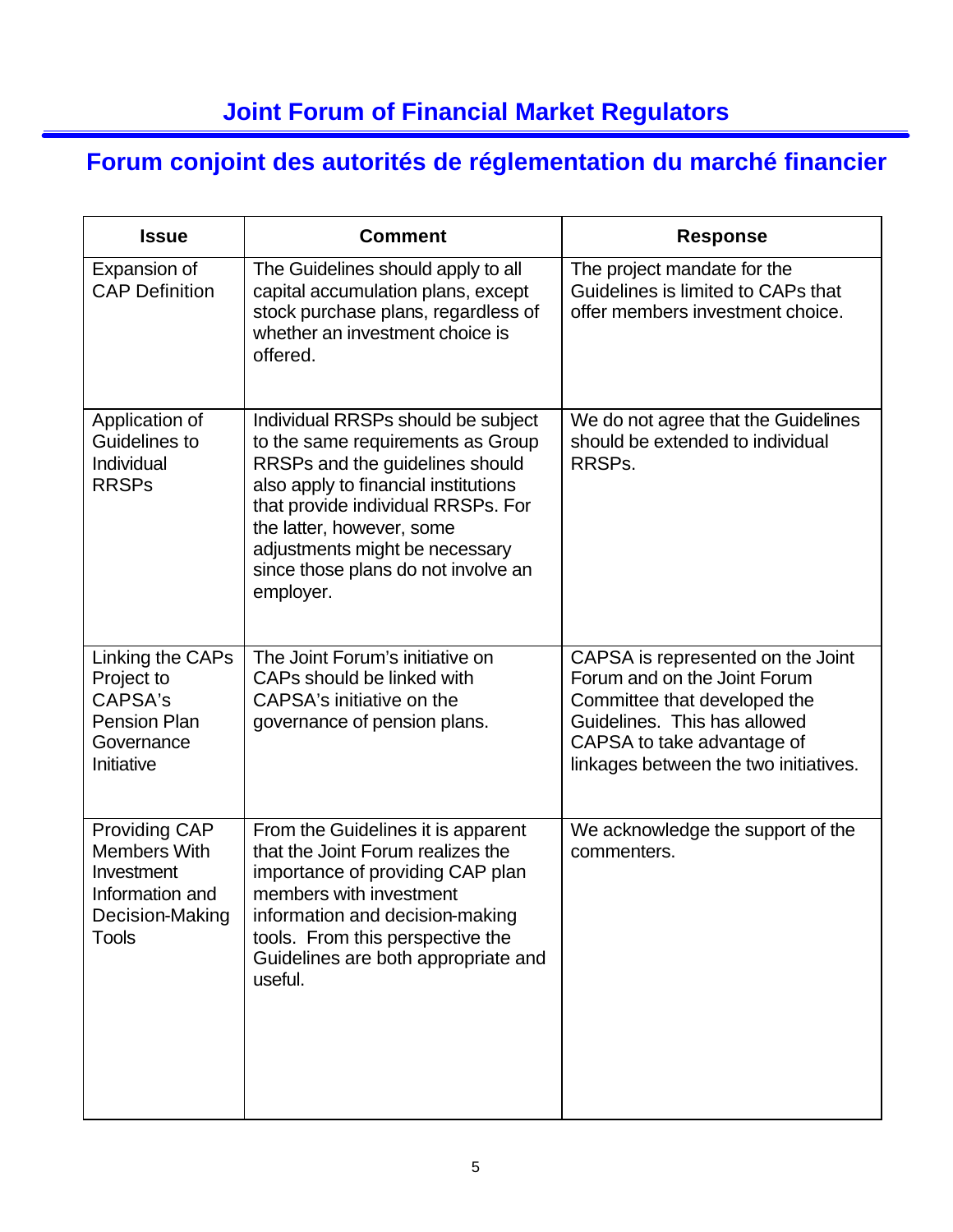| Issue | Comment | Response |
|---|---|---|
| Expansion of CAP Definition | The Guidelines should apply to all capital accumulation plans, except stock purchase plans, regardless of whether an investment choice is offered. | The project mandate for the Guidelines is limited to CAPs that offer members investment choice. |
| Application of Guidelines to Individual RRSPs | Individual RRSPs should be subject to the same requirements as Group RRSPs and the guidelines should also apply to financial institutions that provide individual RRSPs. For the latter, however, some adjustments might be necessary since those plans do not involve an employer. | We do not agree that the Guidelines should be extended to individual RRSPs. |
| Linking the CAPs Project to CAPSA's Pension Plan Governance Initiative | The Joint Forum's initiative on CAPs should be linked with CAPSA's initiative on the governance of pension plans. | CAPSA is represented on the Joint Forum and on the Joint Forum Committee that developed the Guidelines. This has allowed CAPSA to take advantage of linkages between the two initiatives. |
| Providing CAP Members With Investment Information and Decision-Making Tools | From the Guidelines it is apparent that the Joint Forum realizes the importance of providing CAP plan members with investment information and decision-making tools. From this perspective the Guidelines are both appropriate and useful. | We acknowledge the support of the commenters. |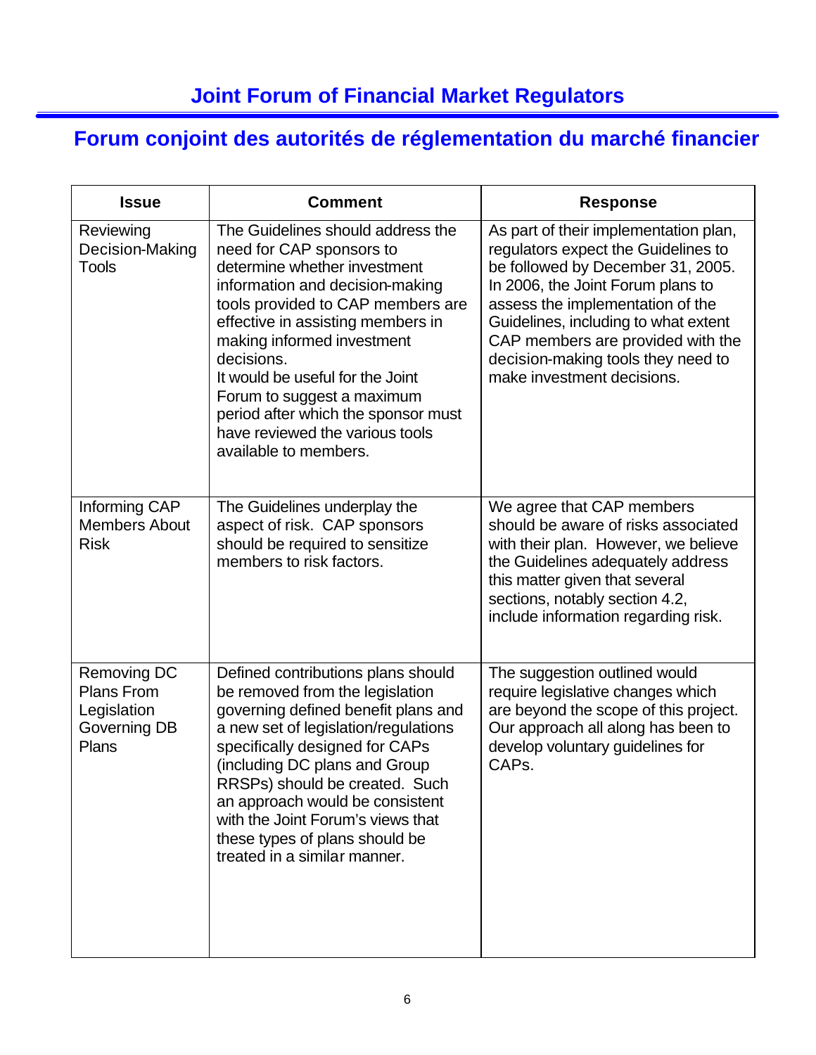| Issue | Comment | Response |
|---|---|---|
| Reviewing Decision-Making Tools | The Guidelines should address the need for CAP sponsors to determine whether investment information and decision-making tools provided to CAP members are effective in assisting members in making informed investment decisions. It would be useful for the Joint Forum to suggest a maximum period after which the sponsor must have reviewed the various tools available to members. | As part of their implementation plan, regulators expect the Guidelines to be followed by December 31, 2005. In 2006, the Joint Forum plans to assess the implementation of the Guidelines, including to what extent CAP members are provided with the decision-making tools they need to make investment decisions. |
| Informing CAP Members About Risk | The Guidelines underplay the aspect of risk. CAP sponsors should be required to sensitize members to risk factors. | We agree that CAP members should be aware of risks associated with their plan. However, we believe the Guidelines adequately address this matter given that several sections, notably section 4.2, include information regarding risk. |
| Removing DC Plans From Legislation Governing DB Plans | Defined contributions plans should be removed from the legislation governing defined benefit plans and a new set of legislation/regulations specifically designed for CAPs (including DC plans and Group RRSPs) should be created. Such an approach would be consistent with the Joint Forum's views that these types of plans should be treated in a similar manner. | The suggestion outlined would require legislative changes which are beyond the scope of this project. Our approach all along has been to develop voluntary guidelines for CAPs. |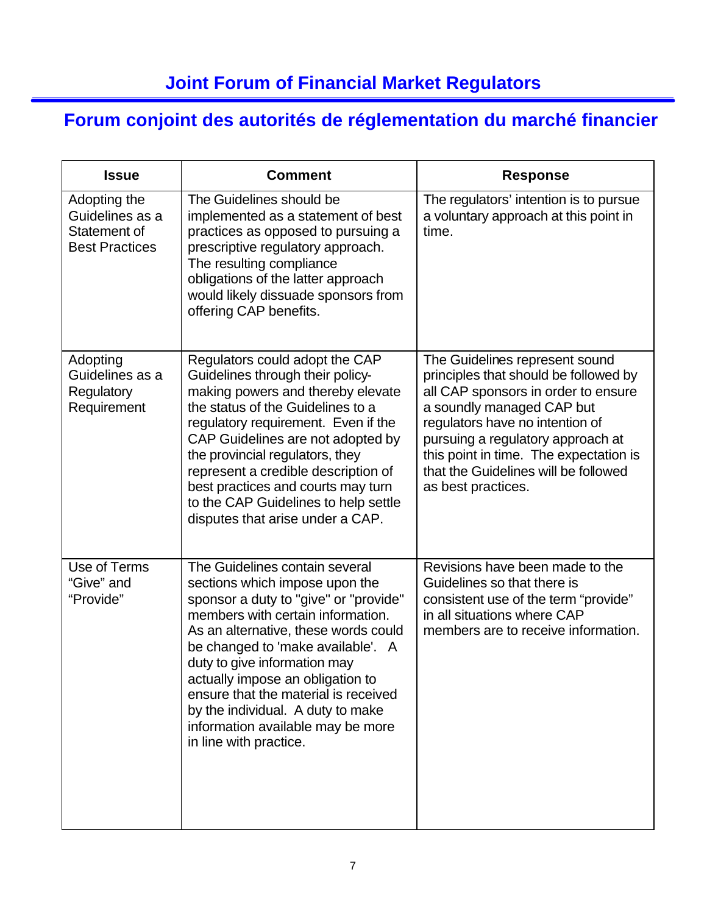| Issue | Comment | Response |
|---|---|---|
| Adopting the Guidelines as a Statement of Best Practices | The Guidelines should be implemented as a statement of best practices as opposed to pursuing a prescriptive regulatory approach. The resulting compliance obligations of the latter approach would likely dissuade sponsors from offering CAP benefits. | The regulators' intention is to pursue a voluntary approach at this point in time. |
| Adopting Guidelines as a Regulatory Requirement | Regulators could adopt the CAP Guidelines through their policy-making powers and thereby elevate the status of the Guidelines to a regulatory requirement. Even if the CAP Guidelines are not adopted by the provincial regulators, they represent a credible description of best practices and courts may turn to the CAP Guidelines to help settle disputes that arise under a CAP. | The Guidelines represent sound principles that should be followed by all CAP sponsors in order to ensure a soundly managed CAP but regulators have no intention of pursuing a regulatory approach at this point in time. The expectation is that the Guidelines will be followed as best practices. |
| Use of Terms "Give" and "Provide" | The Guidelines contain several sections which impose upon the sponsor a duty to "give" or "provide" members with certain information. As an alternative, these words could be changed to 'make available'. A duty to give information may actually impose an obligation to ensure that the material is received by the individual. A duty to make information available may be more in line with practice. | Revisions have been made to the Guidelines so that there is consistent use of the term "provide" in all situations where CAP members are to receive information. |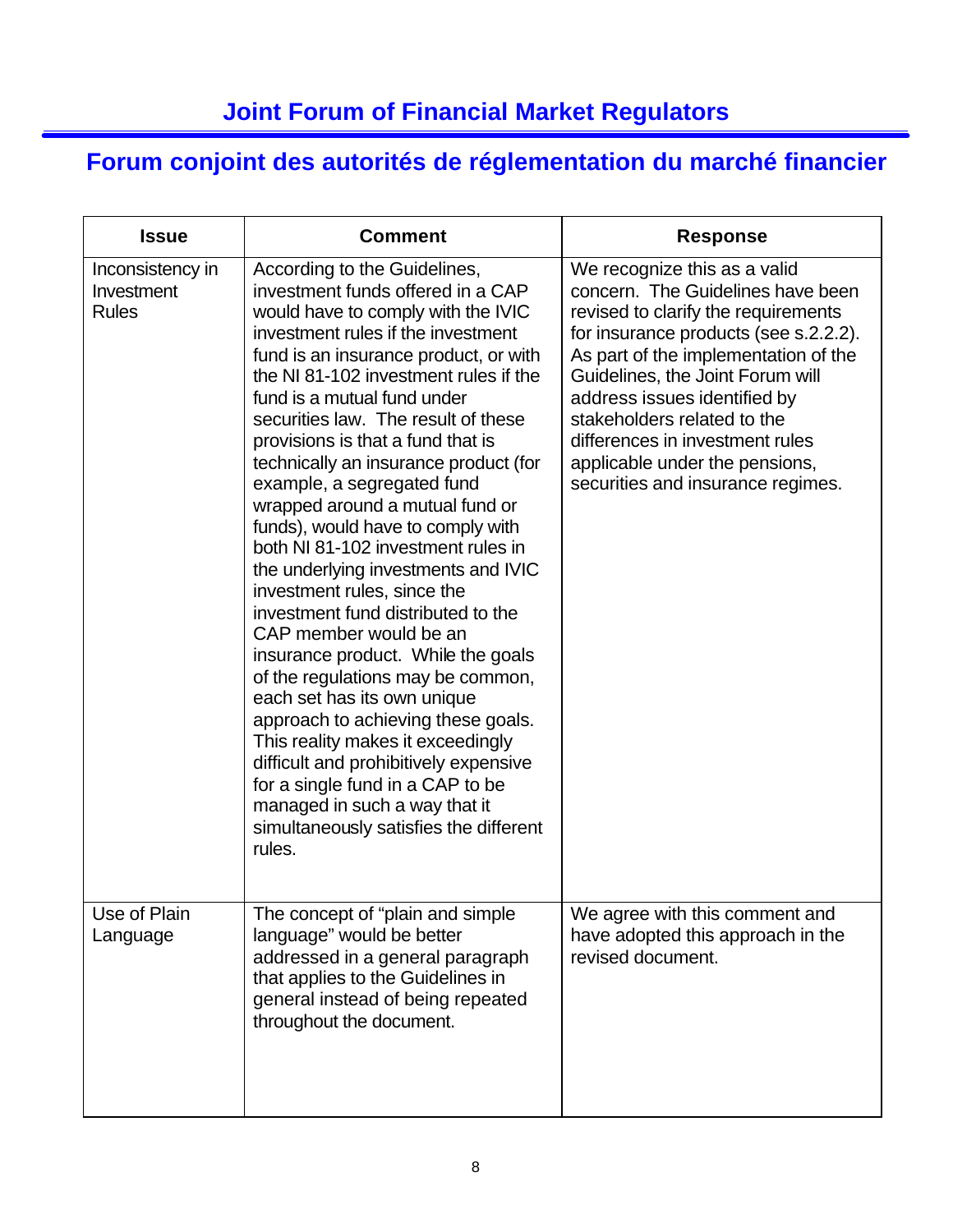| Issue | Comment | Response |
|---|---|---|
| Inconsistency in Investment Rules | According to the Guidelines, investment funds offered in a CAP would have to comply with the IVIC investment rules if the investment fund is an insurance product, or with the NI 81-102 investment rules if the fund is a mutual fund under securities law. The result of these provisions is that a fund that is technically an insurance product (for example, a segregated fund wrapped around a mutual fund or funds), would have to comply with both NI 81-102 investment rules in the underlying investments and IVIC investment rules, since the investment fund distributed to the CAP member would be an insurance product. While the goals of the regulations may be common, each set has its own unique approach to achieving these goals. This reality makes it exceedingly difficult and prohibitively expensive for a single fund in a CAP to be managed in such a way that it simultaneously satisfies the different rules. | We recognize this as a valid concern. The Guidelines have been revised to clarify the requirements for insurance products (see s.2.2.2). As part of the implementation of the Guidelines, the Joint Forum will address issues identified by stakeholders related to the differences in investment rules applicable under the pensions, securities and insurance regimes. |
| Use of Plain Language | The concept of "plain and simple language" would be better addressed in a general paragraph that applies to the Guidelines in general instead of being repeated throughout the document. | We agree with this comment and have adopted this approach in the revised document. |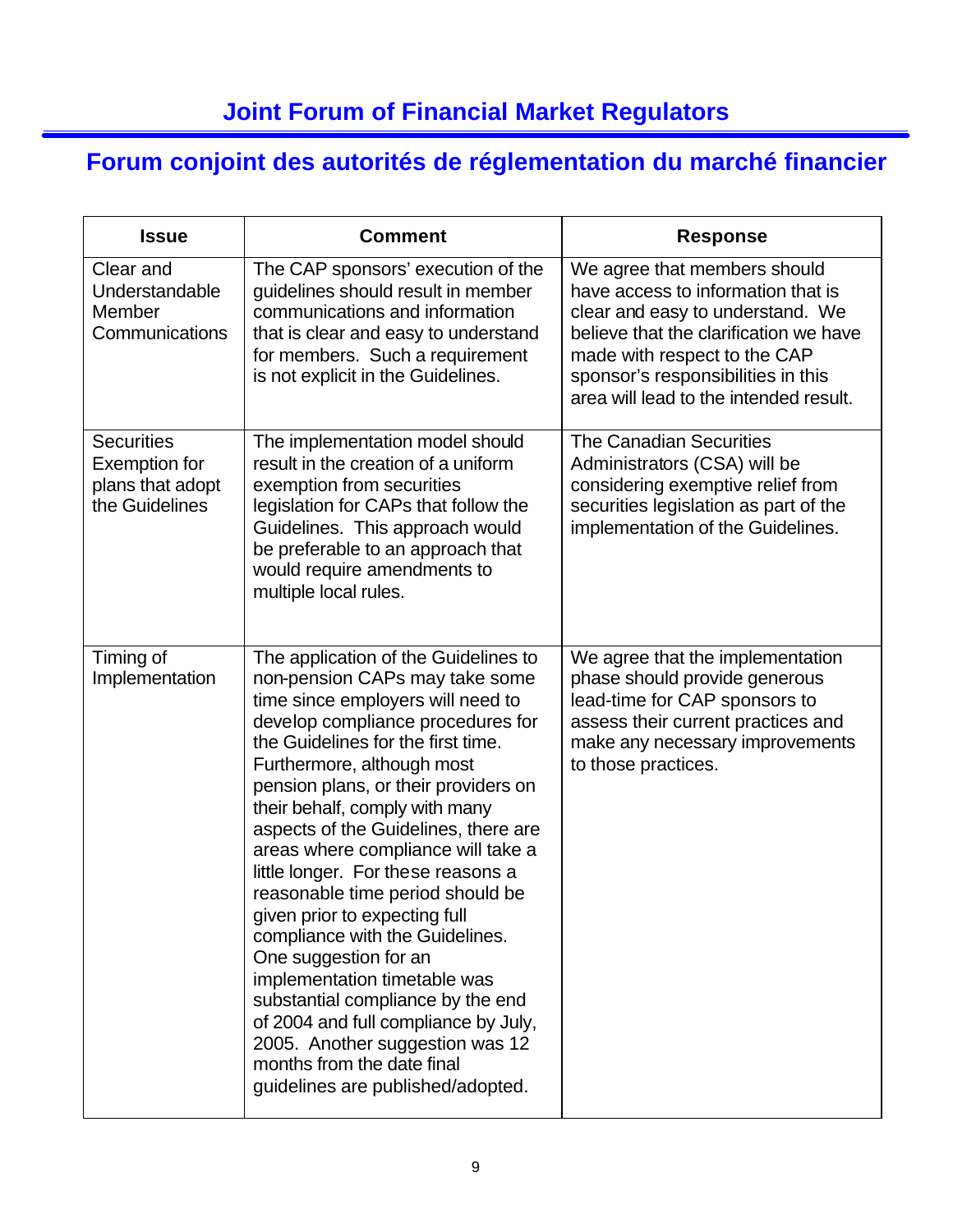| Issue | Comment | Response |
|---|---|---|
| Clear and Understandable Member Communications | The CAP sponsors' execution of the guidelines should result in member communications and information that is clear and easy to understand for members. Such a requirement is not explicit in the Guidelines. | We agree that members should have access to information that is clear and easy to understand. We believe that the clarification we have made with respect to the CAP sponsor's responsibilities in this area will lead to the intended result. |
| Securities Exemption for plans that adopt the Guidelines | The implementation model should result in the creation of a uniform exemption from securities legislation for CAPs that follow the Guidelines. This approach would be preferable to an approach that would require amendments to multiple local rules. | The Canadian Securities Administrators (CSA) will be considering exemptive relief from securities legislation as part of the implementation of the Guidelines. |
| Timing of Implementation | The application of the Guidelines to non-pension CAPs may take some time since employers will need to develop compliance procedures for the Guidelines for the first time. Furthermore, although most pension plans, or their providers on their behalf, comply with many aspects of the Guidelines, there are areas where compliance will take a little longer. For these reasons a reasonable time period should be given prior to expecting full compliance with the Guidelines. One suggestion for an implementation timetable was substantial compliance by the end of 2004 and full compliance by July, 2005. Another suggestion was 12 months from the date final guidelines are published/adopted. | We agree that the implementation phase should provide generous lead-time for CAP sponsors to assess their current practices and make any necessary improvements to those practices. |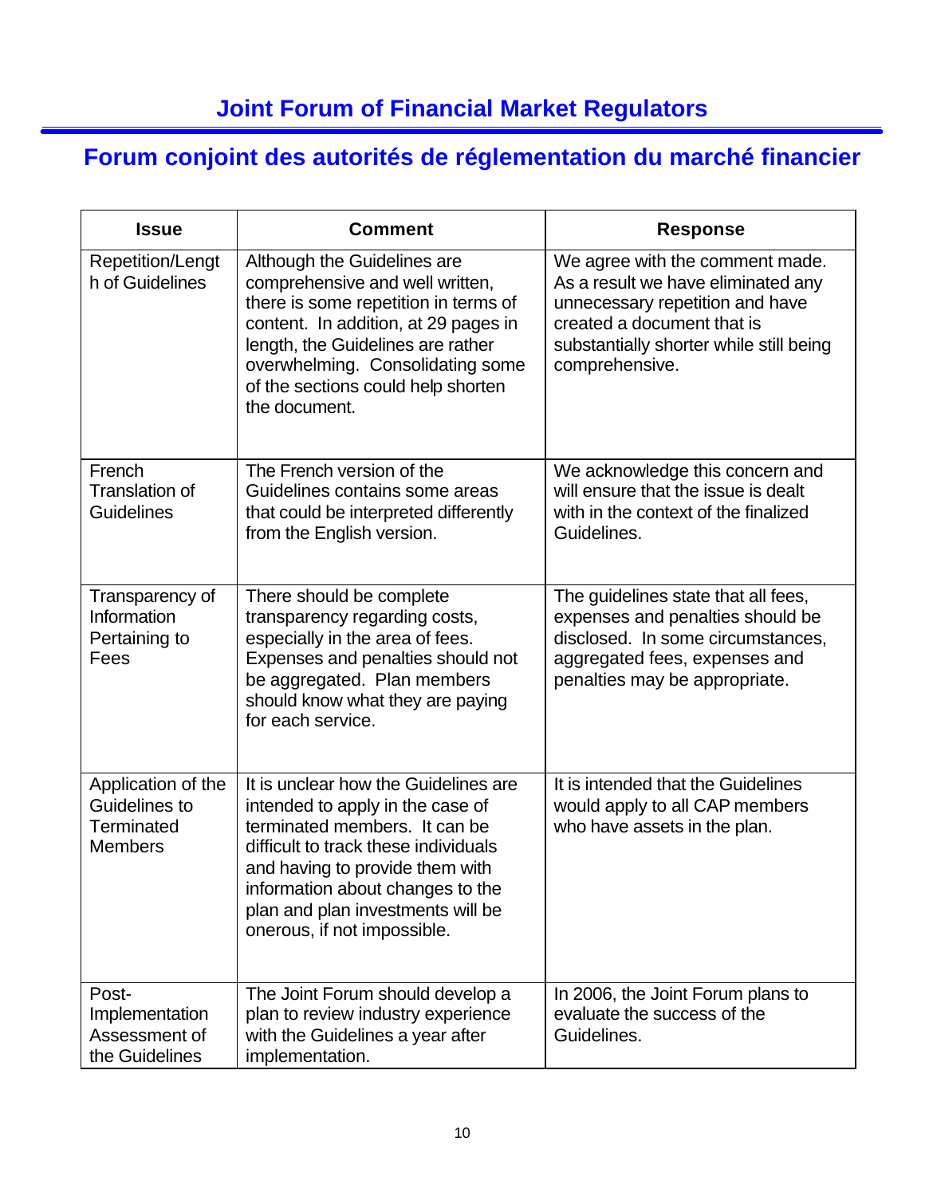# Joint Forum of Financial Market Regulators

# Forum conjoint des autorités de réglementation du marché financier

| Issue | Comment | Response |
|---|---|---|
| Repetition/Length of Guidelines | Although the Guidelines are comprehensive and well written, there is some repetition in terms of content. In addition, at 29 pages in length, the Guidelines are rather overwhelming. Consolidating some of the sections could help shorten the document. | We agree with the comment made. As a result we have eliminated any unnecessary repetition and have created a document that is substantially shorter while still being comprehensive. |
| French Translation of Guidelines | The French version of the Guidelines contains some areas that could be interpreted differently from the English version. | We acknowledge this concern and will ensure that the issue is dealt with in the context of the finalized Guidelines. |
| Transparency of Information Pertaining to Fees | There should be complete transparency regarding costs, especially in the area of fees. Expenses and penalties should not be aggregated. Plan members should know what they are paying for each service. | The guidelines state that all fees, expenses and penalties should be disclosed. In some circumstances, aggregated fees, expenses and penalties may be appropriate. |
| Application of the Guidelines to Terminated Members | It is unclear how the Guidelines are intended to apply in the case of terminated members. It can be difficult to track these individuals and having to provide them with information about changes to the plan and plan investments will be onerous, if not impossible. | It is intended that the Guidelines would apply to all CAP members who have assets in the plan. |
| Post-Implementation Assessment of the Guidelines | The Joint Forum should develop a plan to review industry experience with the Guidelines a year after implementation. | In 2006, the Joint Forum plans to evaluate the success of the Guidelines. |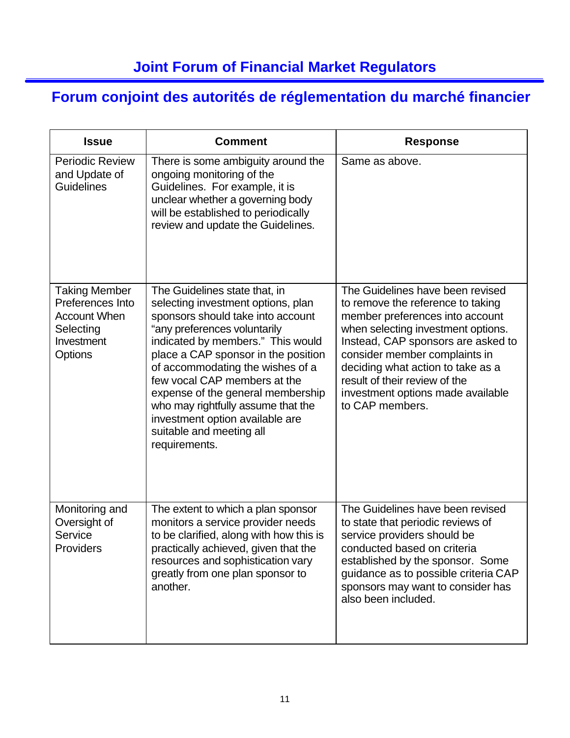| Issue | Comment | Response |
| --- | --- | --- |
| Periodic Review and Update of Guidelines | There is some ambiguity around the ongoing monitoring of the Guidelines. For example, it is unclear whether a governing body will be established to periodically review and update the Guidelines. | Same as above. |
| Taking Member Preferences Into Account When Selecting Investment Options | The Guidelines state that, in selecting investment options, plan sponsors should take into account "any preferences voluntarily indicated by members." This would place a CAP sponsor in the position of accommodating the wishes of a few vocal CAP members at the expense of the general membership who may rightfully assume that the investment option available are suitable and meeting all requirements. | The Guidelines have been revised to remove the reference to taking member preferences into account when selecting investment options. Instead, CAP sponsors are asked to consider member complaints in deciding what action to take as a result of their review of the investment options made available to CAP members. |
| Monitoring and Oversight of Service Providers | The extent to which a plan sponsor monitors a service provider needs to be clarified, along with how this is practically achieved, given that the resources and sophistication vary greatly from one plan sponsor to another. | The Guidelines have been revised to state that periodic reviews of service providers should be conducted based on criteria established by the sponsor. Some guidance as to possible criteria CAP sponsors may want to consider has also been included. |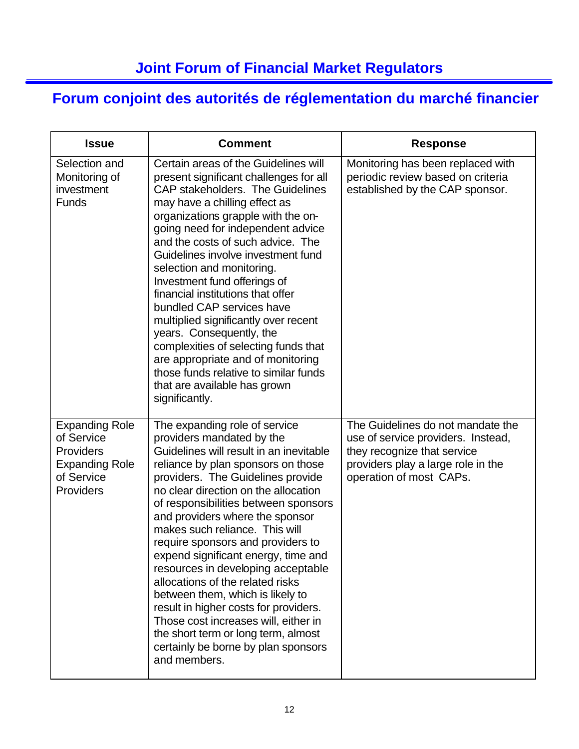| Issue | Comment | Response |
|---|---|---|
| Selection and Monitoring of investment Funds | Certain areas of the Guidelines will present significant challenges for all CAP stakeholders. The Guidelines may have a chilling effect as organizations grapple with the on-going need for independent advice and the costs of such advice. The Guidelines involve investment fund selection and monitoring. Investment fund offerings of financial institutions that offer bundled CAP services have multiplied significantly over recent years. Consequently, the complexities of selecting funds that are appropriate and of monitoring those funds relative to similar funds that are available has grown significantly. | Monitoring has been replaced with periodic review based on criteria established by the CAP sponsor. |
| Expanding Role of Service Providers Expanding Role of Service Providers | The expanding role of service providers mandated by the Guidelines will result in an inevitable reliance by plan sponsors on those providers. The Guidelines provide no clear direction on the allocation of responsibilities between sponsors and providers where the sponsor makes such reliance. This will require sponsors and providers to expend significant energy, time and resources in developing acceptable allocations of the related risks between them, which is likely to result in higher costs for providers. Those cost increases will, either in the short term or long term, almost certainly be borne by plan sponsors and members. | The Guidelines do not mandate the use of service providers. Instead, they recognize that service providers play a large role in the operation of most CAPs. |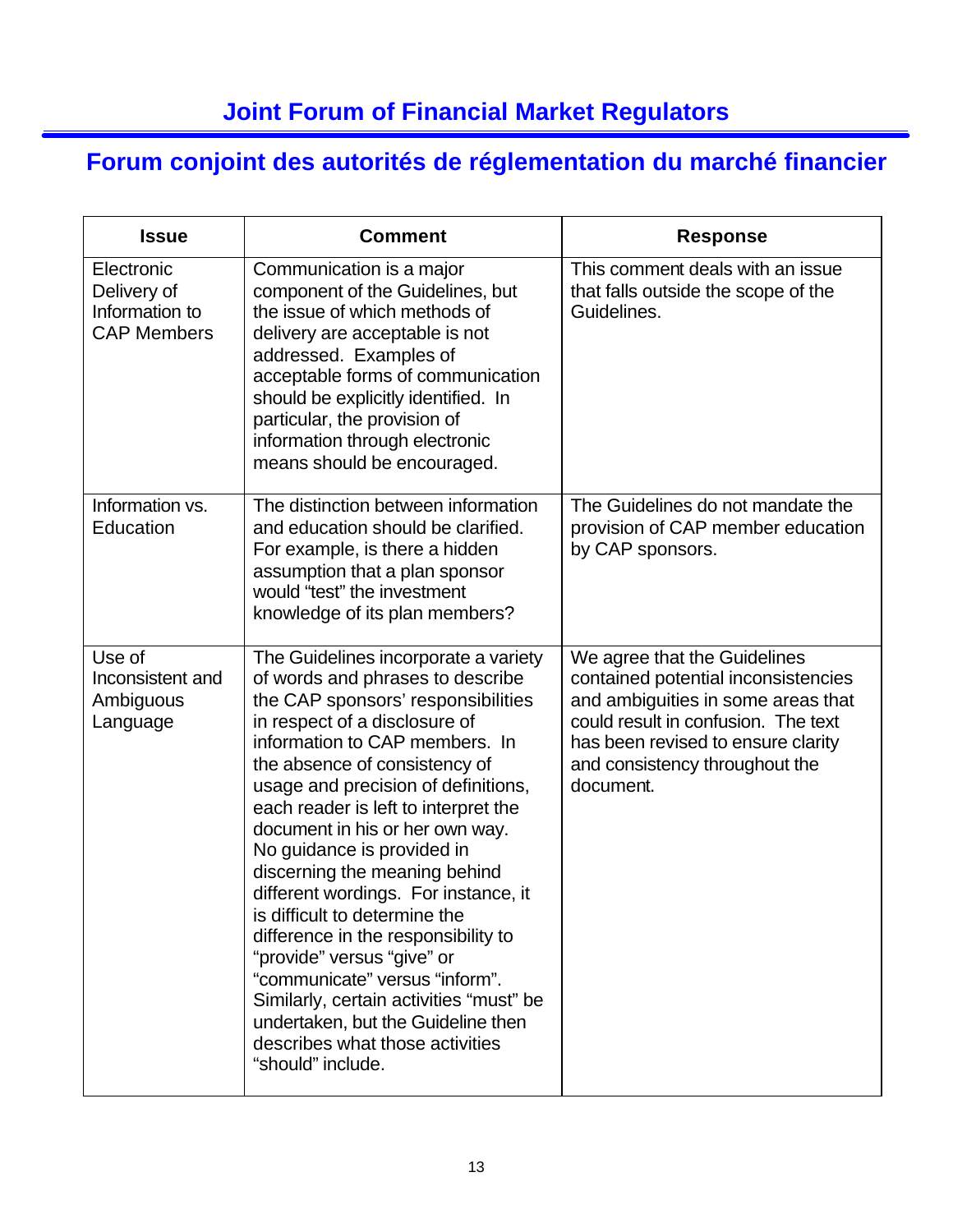| Issue | Comment | Response |
|---|---|---|
| Electronic Delivery of Information to CAP Members | Communication is a major component of the Guidelines, but the issue of which methods of delivery are acceptable is not addressed. Examples of acceptable forms of communication should be explicitly identified. In particular, the provision of information through electronic means should be encouraged. | This comment deals with an issue that falls outside the scope of the Guidelines. |
| Information vs. Education | The distinction between information and education should be clarified. For example, is there a hidden assumption that a plan sponsor would "test" the investment knowledge of its plan members? | The Guidelines do not mandate the provision of CAP member education by CAP sponsors. |
| Use of Inconsistent and Ambiguous Language | The Guidelines incorporate a variety of words and phrases to describe the CAP sponsors' responsibilities in respect of a disclosure of information to CAP members. In the absence of consistency of usage and precision of definitions, each reader is left to interpret the document in his or her own way. No guidance is provided in discerning the meaning behind different wordings. For instance, it is difficult to determine the difference in the responsibility to "provide" versus "give" or "communicate" versus "inform". Similarly, certain activities "must" be undertaken, but the Guideline then describes what those activities "should" include. | We agree that the Guidelines contained potential inconsistencies and ambiguities in some areas that could result in confusion. The text has been revised to ensure clarity and consistency throughout the document. |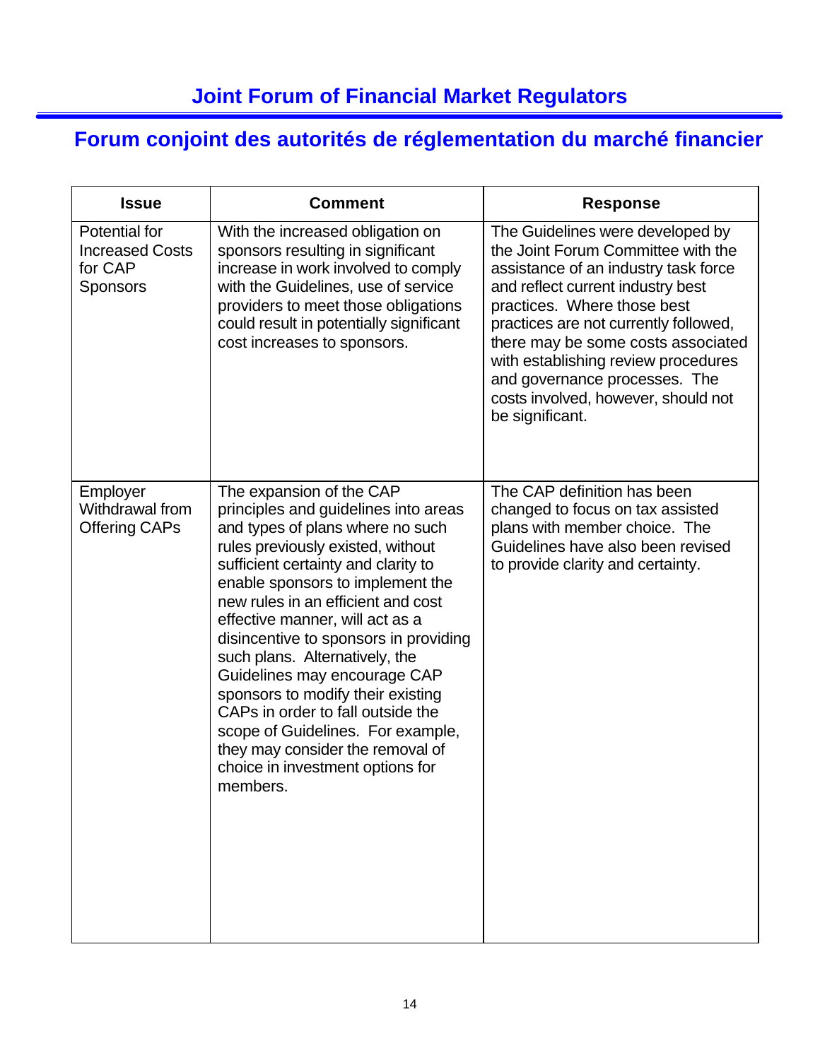| Issue | Comment | Response |
|---|---|---|
| Potential for Increased Costs for CAP Sponsors | With the increased obligation on sponsors resulting in significant increase in work involved to comply with the Guidelines, use of service providers to meet those obligations could result in potentially significant cost increases to sponsors. | The Guidelines were developed by the Joint Forum Committee with the assistance of an industry task force and reflect current industry best practices. Where those best practices are not currently followed, there may be some costs associated with establishing review procedures and governance processes. The costs involved, however, should not be significant. |
| Employer Withdrawal from Offering CAPs | The expansion of the CAP principles and guidelines into areas and types of plans where no such rules previously existed, without sufficient certainty and clarity to enable sponsors to implement the new rules in an efficient and cost effective manner, will act as a disincentive to sponsors in providing such plans. Alternatively, the Guidelines may encourage CAP sponsors to modify their existing CAPs in order to fall outside the scope of Guidelines. For example, they may consider the removal of choice in investment options for members. | The CAP definition has been changed to focus on tax assisted plans with member choice. The Guidelines have also been revised to provide clarity and certainty. |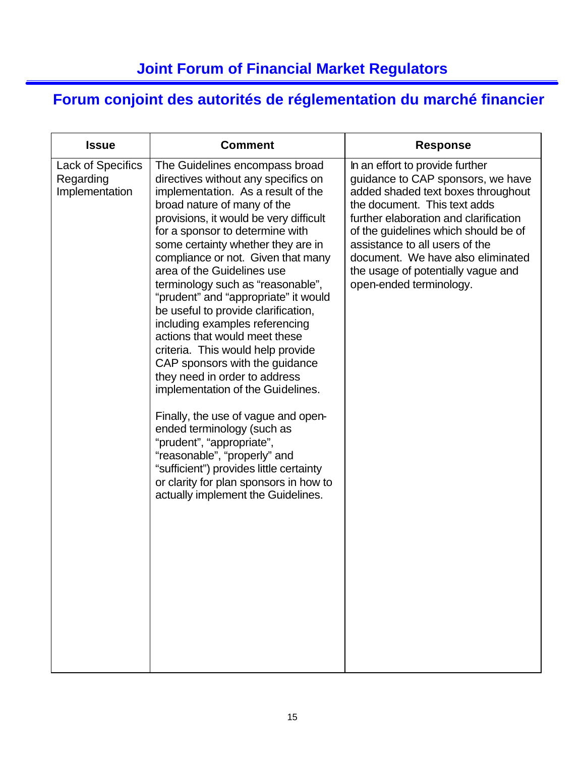| Issue | Comment | Response |
|---|---|---|
| Lack of Specifics Regarding Implementation | The Guidelines encompass broad directives without any specifics on implementation. As a result of the broad nature of many of the provisions, it would be very difficult for a sponsor to determine with some certainty whether they are in compliance or not. Given that many area of the Guidelines use terminology such as "reasonable", "prudent" and "appropriate" it would be useful to provide clarification, including examples referencing actions that would meet these criteria. This would help provide CAP sponsors with the guidance they need in order to address implementation of the Guidelines.<br><br>Finally, the use of vague and open-ended terminology (such as "prudent", "appropriate", "reasonable", "properly" and "sufficient") provides little certainty or clarity for plan sponsors in how to actually implement the Guidelines. | In an effort to provide further guidance to CAP sponsors, we have added shaded text boxes throughout the document. This text adds further elaboration and clarification of the guidelines which should be of assistance to all users of the document. We have also eliminated the usage of potentially vague and open-ended terminology. |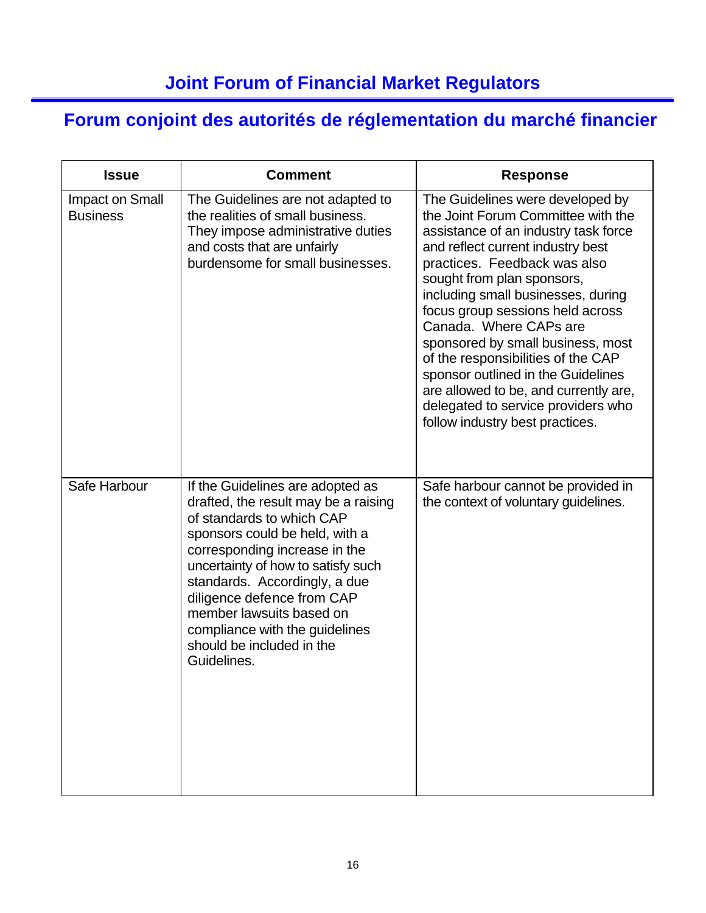| Issue | Comment | Response |
|---|---|---|
| Impact on Small Business | The Guidelines are not adapted to the realities of small business. They impose administrative duties and costs that are unfairly burdensome for small businesses. | The Guidelines were developed by the Joint Forum Committee with the assistance of an industry task force and reflect current industry best practices. Feedback was also sought from plan sponsors, including small businesses, during focus group sessions held across Canada. Where CAPs are sponsored by small business, most of the responsibilities of the CAP sponsor outlined in the Guidelines are allowed to be, and currently are, delegated to service providers who follow industry best practices. |
| Safe Harbour | If the Guidelines are adopted as drafted, the result may be a raising of standards to which CAP sponsors could be held, with a corresponding increase in the uncertainty of how to satisfy such standards. Accordingly, a due diligence defence from CAP member lawsuits based on compliance with the guidelines should be included in the Guidelines. | Safe harbour cannot be provided in the context of voluntary guidelines. |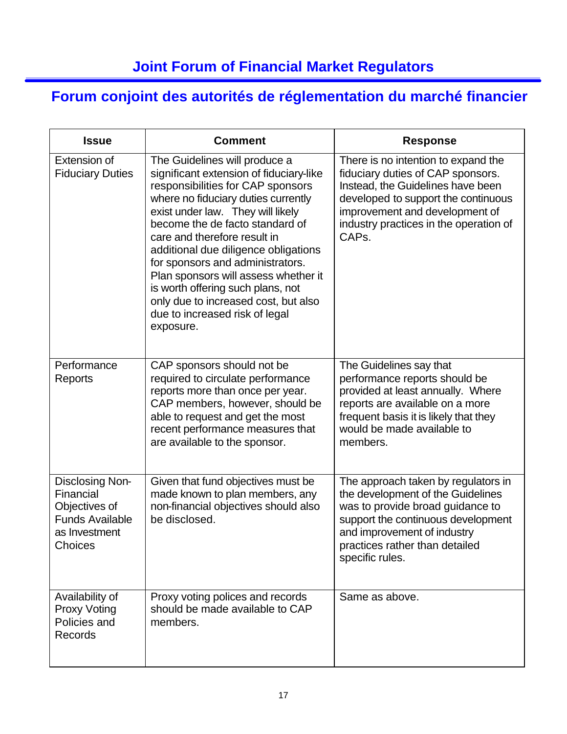| Issue | Comment | Response |
|---|---|---|
| Extension of Fiduciary Duties | The Guidelines will produce a significant extension of fiduciary-like responsibilities for CAP sponsors where no fiduciary duties currently exist under law. They will likely become the de facto standard of care and therefore result in additional due diligence obligations for sponsors and administrators. Plan sponsors will assess whether it is worth offering such plans, not only due to increased cost, but also due to increased risk of legal exposure. | There is no intention to expand the fiduciary duties of CAP sponsors. Instead, the Guidelines have been developed to support the continuous improvement and development of industry practices in the operation of CAPs. |
| Performance Reports | CAP sponsors should not be required to circulate performance reports more than once per year. CAP members, however, should be able to request and get the most recent performance measures that are available to the sponsor. | The Guidelines say that performance reports should be provided at least annually. Where reports are available on a more frequent basis it is likely that they would be made available to members. |
| Disclosing Non-Financial Objectives of Funds Available as Investment Choices | Given that fund objectives must be made known to plan members, any non-financial objectives should also be disclosed. | The approach taken by regulators in the development of the Guidelines was to provide broad guidance to support the continuous development and improvement of industry practices rather than detailed specific rules. |
| Availability of Proxy Voting Policies and Records | Proxy voting polices and records should be made available to CAP members. | Same as above. |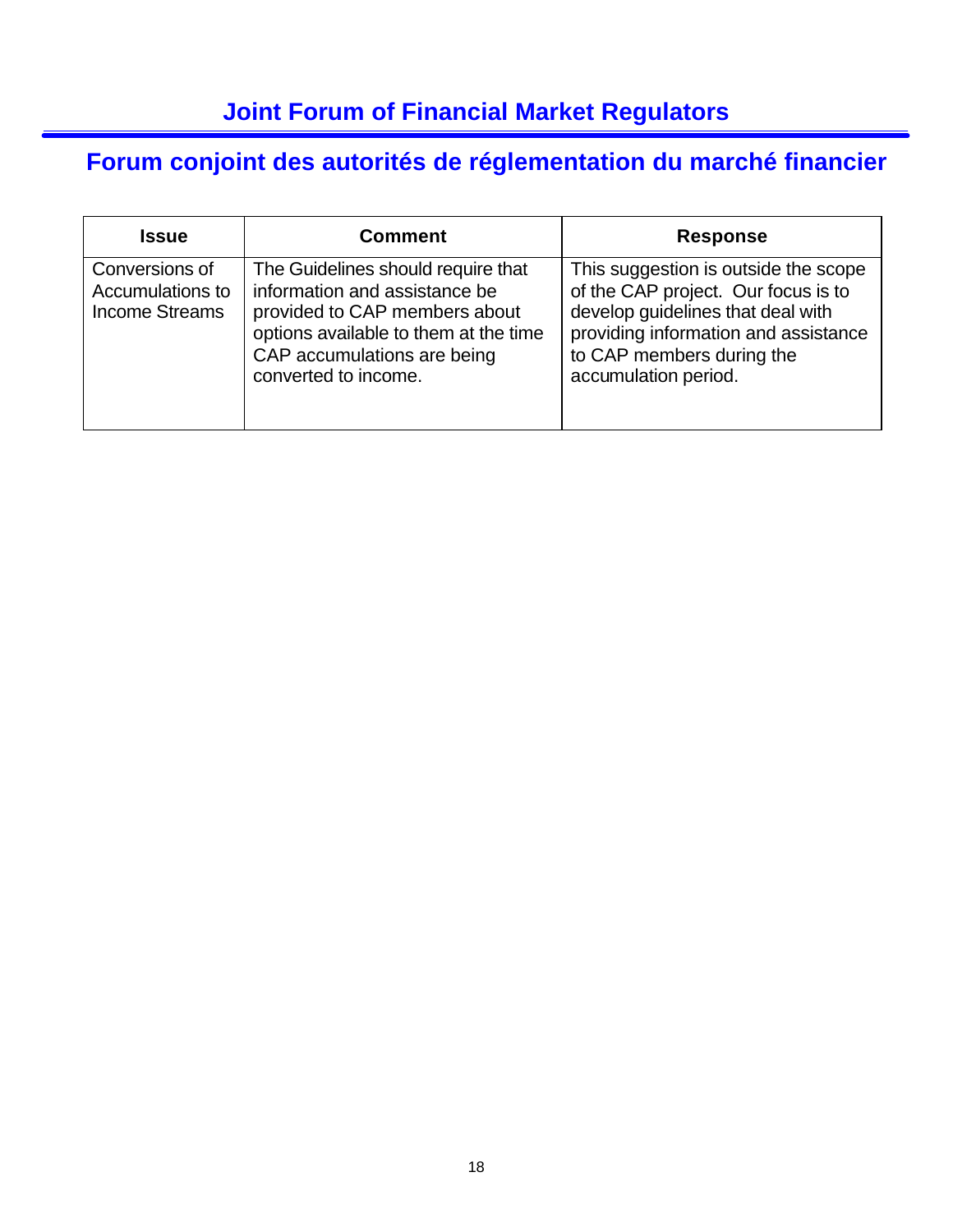| Issue | Comment | Response |
| --- | --- | --- |
| Conversions of Accumulations to Income Streams | The Guidelines should require that information and assistance be provided to CAP members about options available to them at the time CAP accumulations are being converted to income. | This suggestion is outside the scope of the CAP project. Our focus is to develop guidelines that deal with providing information and assistance to CAP members during the accumulation period. |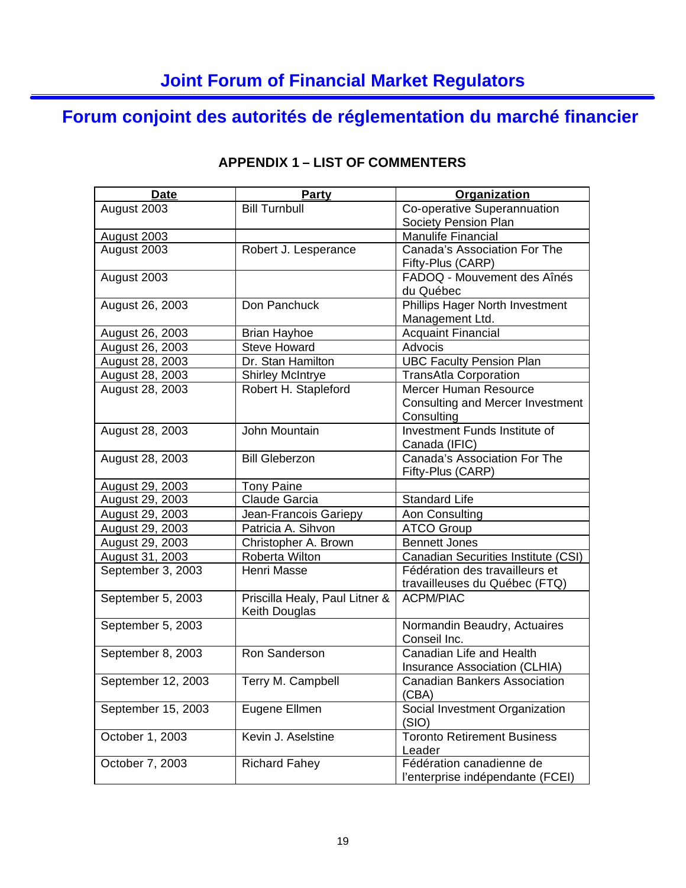# Joint Forum of Financial Market Regulators

# Forum conjoint des autorités de réglementation du marché financier

## APPENDIX 1 – LIST OF COMMENTERS

| Date | Party | Organization |
|---|---|---|
| August 2003 | Bill Turnbull | Co-operative Superannuation Society Pension Plan |
| August 2003 | | Manulife Financial |
| August 2003 | Robert J. Lesperance | Canada's Association For The Fifty-Plus (CARP) |
| August 2003 | | FADOQ - Mouvement des Aînés du Québec |
| August 26, 2003 | Don Panchuck | Phillips Hager North Investment Management Ltd. |
| August 26, 2003 | Brian Hayhoe | Acquaint Financial |
| August 26, 2003 | Steve Howard | Advocis |
| August 28, 2003 | Dr. Stan Hamilton | UBC Faculty Pension Plan |
| August 28, 2003 | Shirley McIntrye | TransAtla Corporation |
| August 28, 2003 | Robert H. Stapleford | Mercer Human Resource Consulting and Mercer Investment Consulting |
| August 28, 2003 | John Mountain | Investment Funds Institute of Canada (IFIC) |
| August 28, 2003 | Bill Gleberzon | Canada's Association For The Fifty-Plus (CARP) |
| August 29, 2003 | Tony Paine | |
| August 29, 2003 | Claude Garcia | Standard Life |
| August 29, 2003 | Jean-Francois Gariepy | Aon Consulting |
| August 29, 2003 | Patricia A. Sihvon | ATCO Group |
| August 29, 2003 | Christopher A. Brown | Bennett Jones |
| August 31, 2003 | Roberta Wilton | Canadian Securities Institute (CSI) |
| September 3, 2003 | Henri Masse | Fédération des travailleurs et travailleuses du Québec (FTQ) |
| September 5, 2003 | Priscilla Healy, Paul Litner & Keith Douglas | ACPM/PIAC |
| September 5, 2003 | | Normandin Beaudry, Actuaires Conseil Inc. |
| September 8, 2003 | Ron Sanderson | Canadian Life and Health Insurance Association (CLHIA) |
| September 12, 2003 | Terry M. Campbell | Canadian Bankers Association (CBA) |
| September 15, 2003 | Eugene Ellmen | Social Investment Organization (SIO) |
| October 1, 2003 | Kevin J. Aselstine | Toronto Retirement Business Leader |
| October 7, 2003 | Richard Fahey | Fédération canadienne de l'enterprise indépendante (FCEI) |